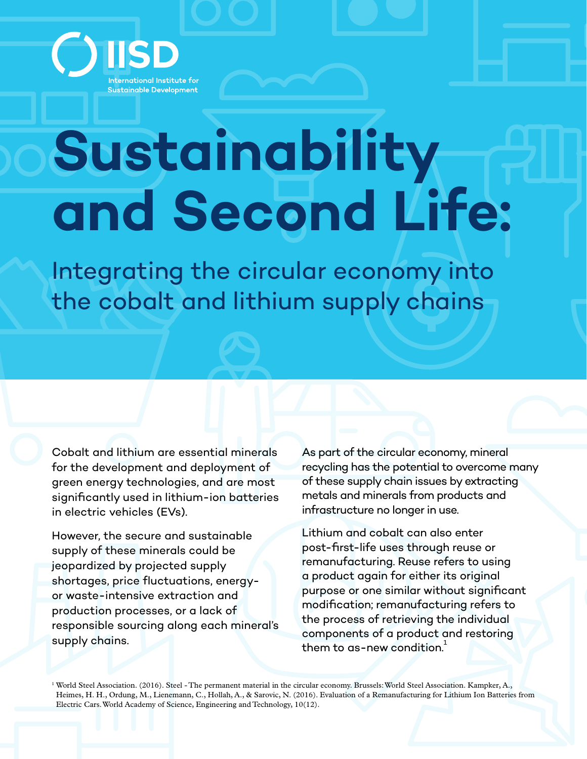IISD

International Institute for Sustainable Development

# Sustainability and Second Life:

## Integrating the circular economy into the cobalt and lithium supply chains

Cobalt and lithium are essential minerals for the development and deployment of green energy technologies, and are most significantly used in lithium-ion batteries in electric vehicles (EVs).

However, the secure and sustainable supply of these minerals could be jeopardized by projected supply shortages, price fluctuations, energy- or waste-intensive extraction and production processes, or a lack of responsible sourcing along each mineral's supply chains.

As part of the circular economy, mineral recycling has the potential to overcome many of these supply chain issues by extracting metals and minerals from products and infrastructure no longer in use.

Lithium and cobalt can also enter post-first-life uses through reuse or remanufacturing. Reuse refers to using a product again for either its original purpose or one similar without significant modification; remanufacturing refers to the process of retrieving the individual components of a product and restoring them to as-new condition.[1]

[1] World Steel Association. (2016). Steel - The permanent material in the circular economy. Brussels: World Steel Association. Kampker, A., Heimes, H. H., Ordung, M., Lienemann, C., Hollah, A., & Sarovic, N. (2016). Evaluation of a Remanufacturing for Lithium Ion Batteries from Electric Cars. World Academy of Science, Engineering and Technology, 10(12).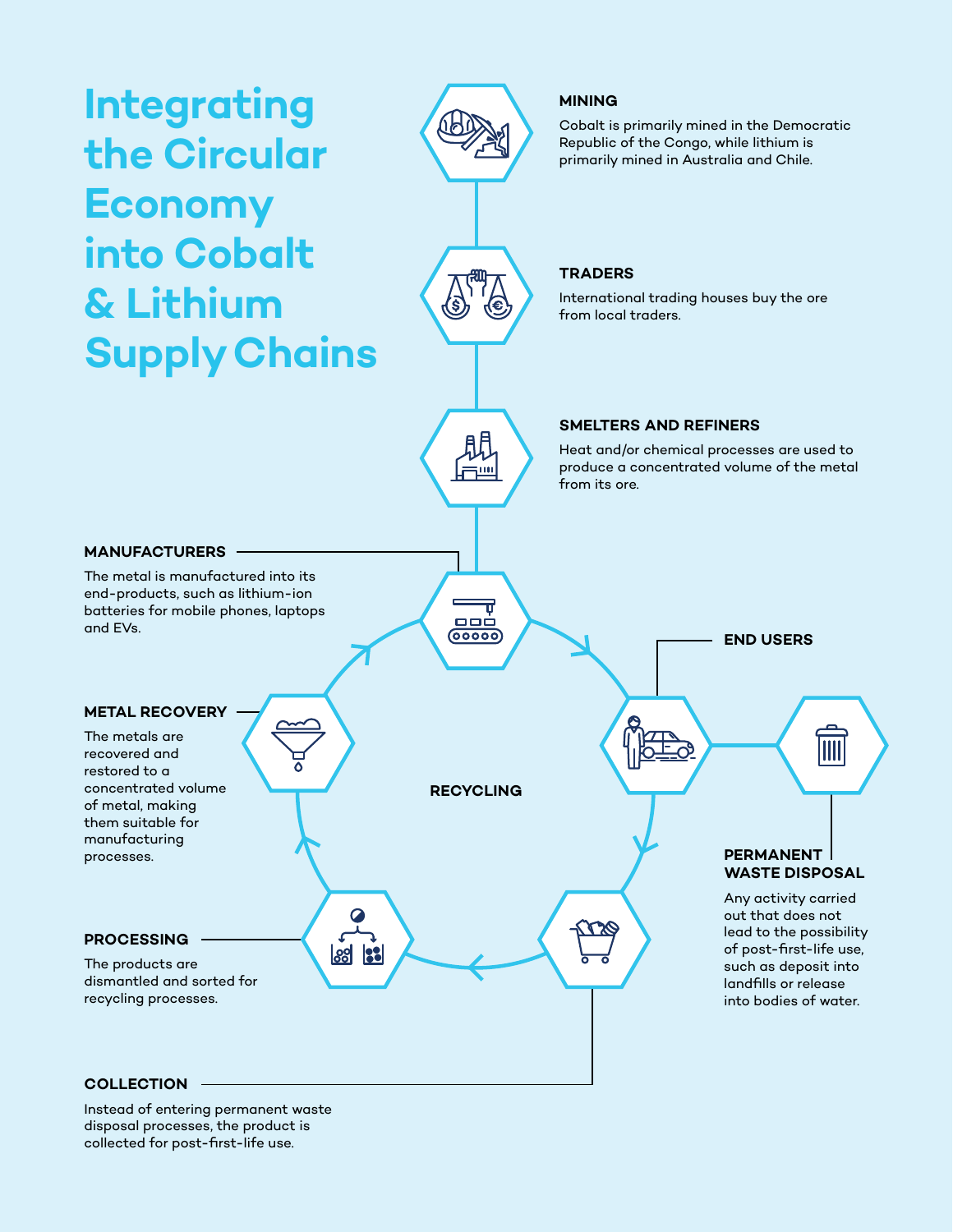# Integrating the Circular Economy into Cobalt & Lithium Supply Chains

### MINING

Cobalt is primarily mined in the Democratic Republic of the Congo, while lithium is primarily mined in Australia and Chile.

### TRADERS

International trading houses buy the ore from local traders.

### SMELTERS AND REFINERS

Heat and/or chemical processes are used to produce a concentrated volume of the metal from its ore.

### MANUFACTURERS

The metal is manufactured into its end-products, such as lithium-ion batteries for mobile phones, laptops and EVs.

### END USERS

### PERMANENT WASTE DISPOSAL

Any activity carried out that does not lead to the possibility of post-first-life use, such as deposit into landfills or release into bodies of water.

### RECYCLING

### COLLECTION

Instead of entering permanent waste disposal processes, the product is collected for post-first-life use.

### PROCESSING

The products are dismantled and sorted for recycling processes.

### METAL RECOVERY

The metals are recovered and restored to a concentrated volume of metal, making them suitable for manufacturing processes.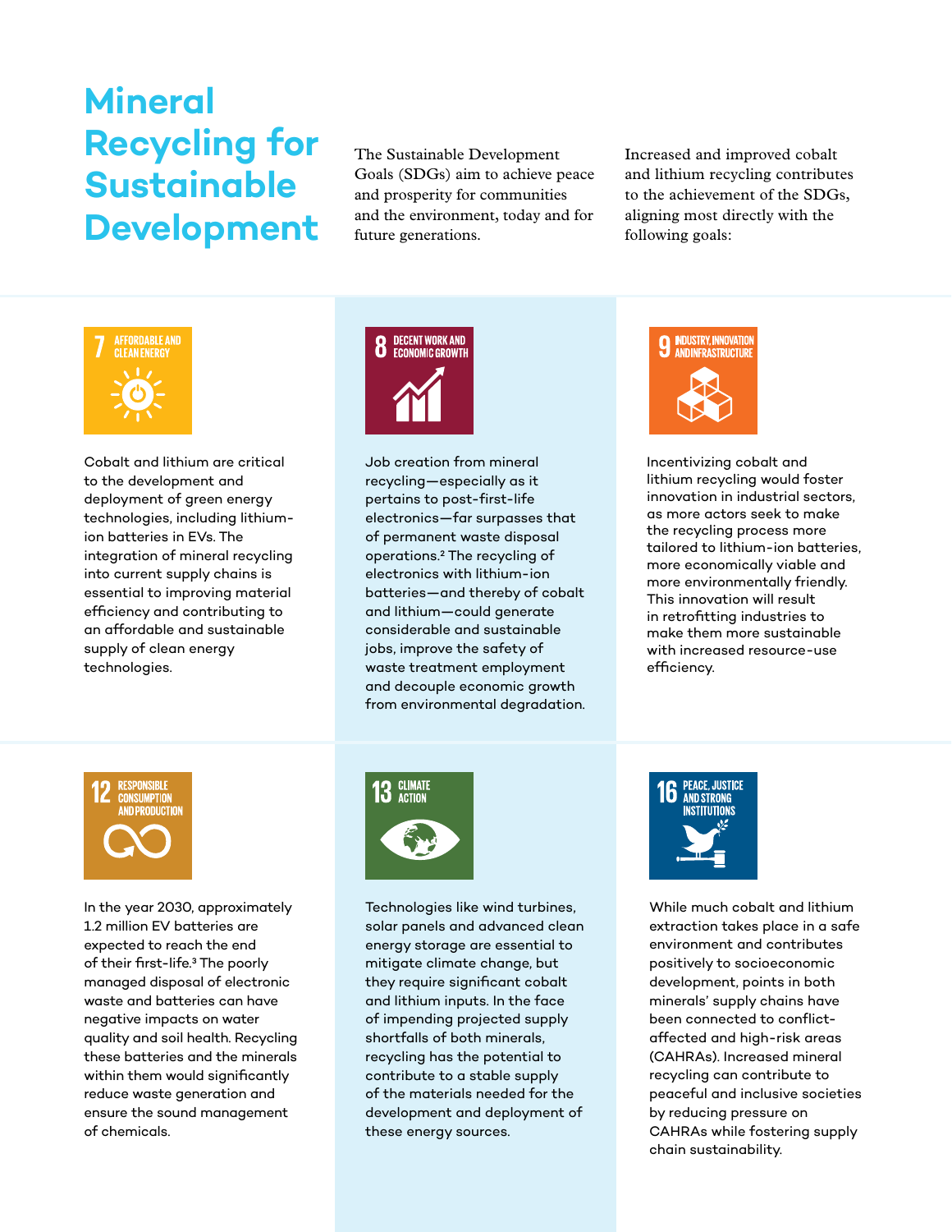# Mineral Recycling for Sustainable Development

The Sustainable Development Goals (SDGs) aim to achieve peace and prosperity for communities and the environment, today and for future generations.

Increased and improved cobalt and lithium recycling contributes to the achievement of the SDGs, aligning most directly with the following goals:

### 7 Affordable and Clean Energy

Cobalt and lithium are critical to the development and deployment of green energy technologies, including lithium-ion batteries in EVs. The integration of mineral recycling into current supply chains is essential to improving material efficiency and contributing to an affordable and sustainable supply of clean energy technologies.

### 8 Decent Work and Economic Growth

Job creation from mineral recycling—especially as it pertains to post-first-life electronics—far surpasses that of permanent waste disposal operations.[2] The recycling of electronics with lithium-ion batteries—and thereby of cobalt and lithium—could generate considerable and sustainable jobs, improve the safety of waste treatment employment and decouple economic growth from environmental degradation.

### 9 Industry, Innovation and Infrastructure

Incentivizing cobalt and lithium recycling would foster innovation in industrial sectors, as more actors seek to make the recycling process more tailored to lithium-ion batteries, more economically viable and more environmentally friendly. This innovation will result in retrofitting industries to make them more sustainable with increased resource-use efficiency.

### 12 Responsible Consumption and Production

In the year 2030, approximately 1.2 million EV batteries are expected to reach the end of their first-life.[3] The poorly managed disposal of electronic waste and batteries can have negative impacts on water quality and soil health. Recycling these batteries and the minerals within them would significantly reduce waste generation and ensure the sound management of chemicals.

### 13 Climate Action

Technologies like wind turbines, solar panels and advanced clean energy storage are essential to mitigate climate change, but they require significant cobalt and lithium inputs. In the face of impending projected supply shortfalls of both minerals, recycling has the potential to contribute to a stable supply of the materials needed for the development and deployment of these energy sources.

### 16 Peace, Justice and Strong Institutions

While much cobalt and lithium extraction takes place in a safe environment and contributes positively to socioeconomic development, points in both minerals' supply chains have been connected to conflict-affected and high-risk areas (CAHRAs). Increased mineral recycling can contribute to peaceful and inclusive societies by reducing pressure on CAHRAs while fostering supply chain sustainability.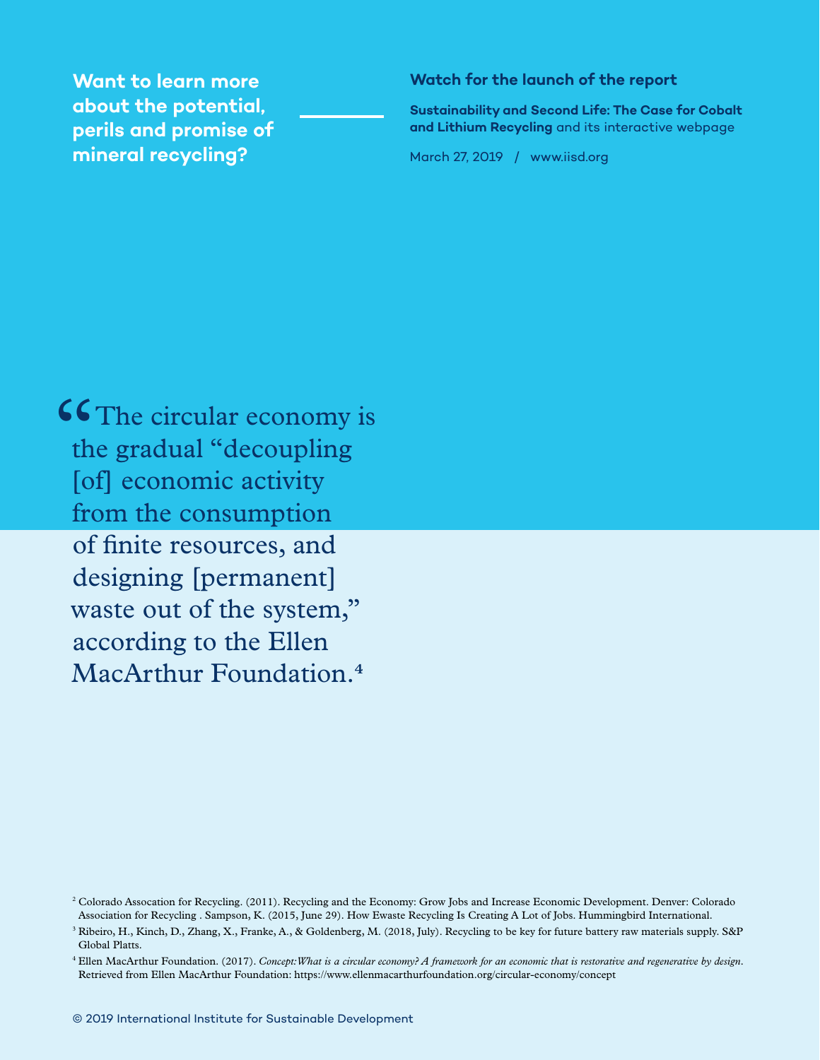**Want to learn more about the potential, perils and promise of mineral recycling?**

**Watch for the launch of the report**

**Sustainability and Second Life: The Case for Cobalt and Lithium Recycling** and its interactive webpage

March 27, 2019 / www.iisd.org

> “The circular economy is the gradual “decoupling [of] economic activity from the consumption of finite resources, and designing [permanent] waste out of the system,” according to the Ellen MacArthur Foundation.[4]

---

[2] Colorado Assocation for Recycling. (2011). Recycling and the Economy: Grow Jobs and Increase Economic Development. Denver: Colorado Association for Recycling . Sampson, K. (2015, June 29). How Ewaste Recycling Is Creating A Lot of Jobs. Hummingbird International.

[3] Ribeiro, H., Kinch, D., Zhang, X., Franke, A., & Goldenberg, M. (2018, July). Recycling to be key for future battery raw materials supply. S&P Global Platts.

[4] Ellen MacArthur Foundation. (2017). *Concept:What is a circular economy? A framework for an economic that is restorative and regenerative by design*. Retrieved from Ellen MacArthur Foundation: https://www.ellenmacarthurfoundation.org/circular-economy/concept

© 2019 International Institute for Sustainable Development